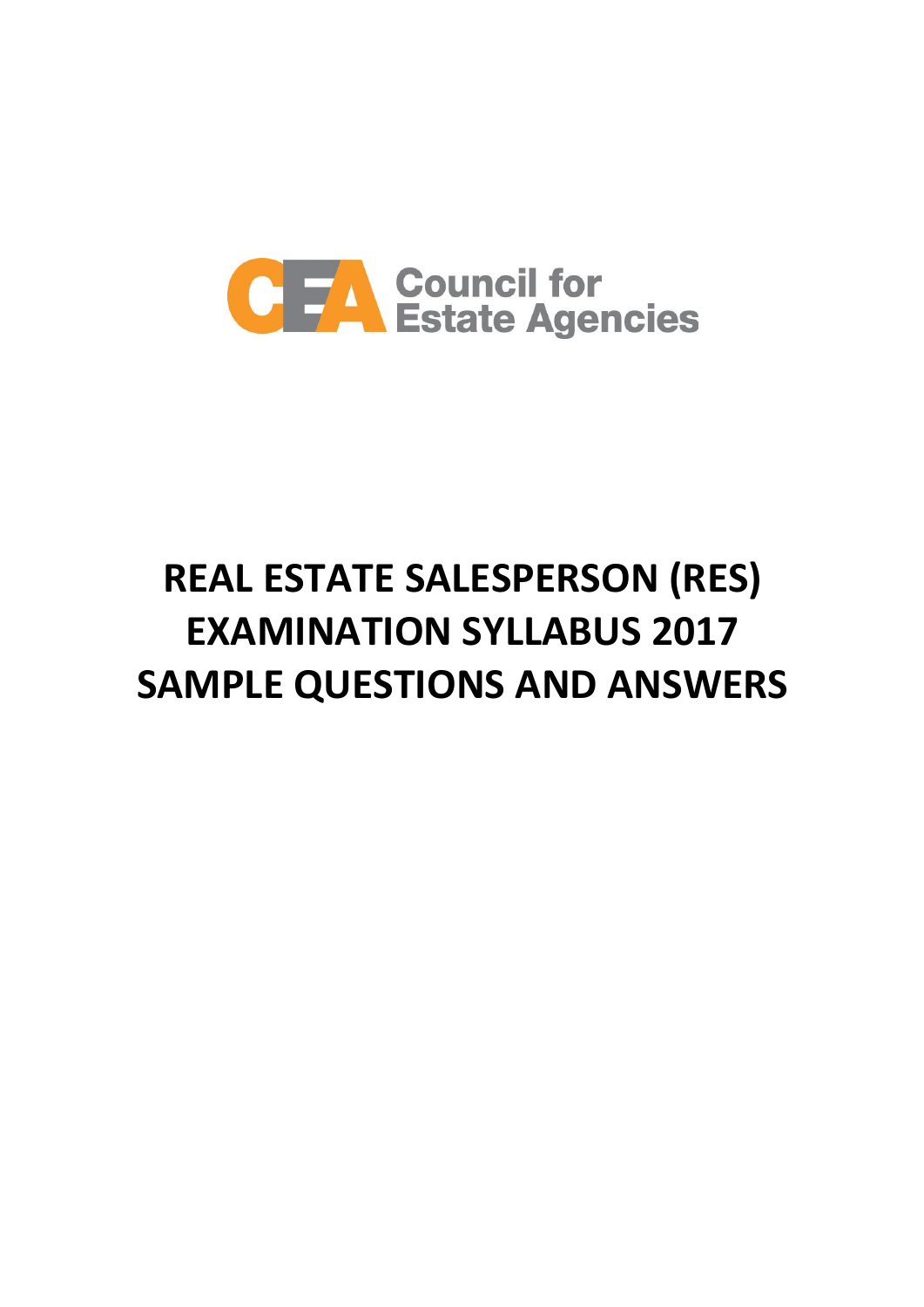Council for Estate Agencies

# REAL ESTATE SALESPERSON (RES) EXAMINATION SYLLABUS 2017 SAMPLE QUESTIONS AND ANSWERS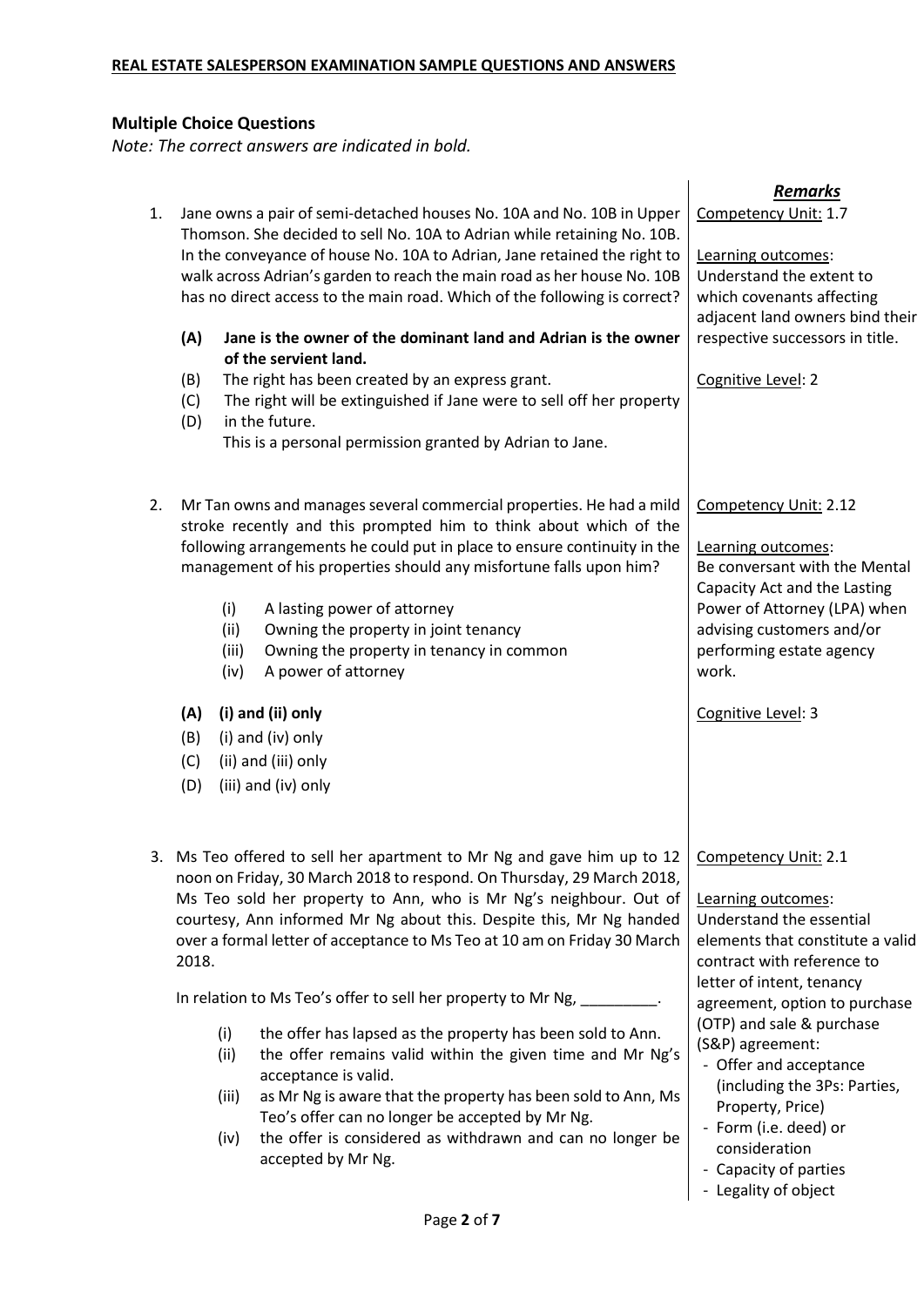**REAL ESTATE SALESPERSON EXAMINATION SAMPLE QUESTIONS AND ANSWERS**

## Multiple Choice Questions

*Note: The correct answers are indicated in bold.*

1. Jane owns a pair of semi-detached houses No. 10A and No. 10B in Upper Thomson. She decided to sell No. 10A to Adrian while retaining No. 10B. In the conveyance of house No. 10A to Adrian, Jane retained the right to walk across Adrian's garden to reach the main road as her house No. 10B has no direct access to the main road. Which of the following is correct?

   **(A) Jane is the owner of the dominant land and Adrian is the owner of the servient land.**
   (B) The right has been created by an express grant.
   (C) The right will be extinguished if Jane were to sell off her property in the future.
   (D) This is a personal permission granted by Adrian to Jane.

   ***Remarks***
   Competency Unit: 1.7
   Learning outcomes: Understand the extent to which covenants affecting adjacent land owners bind their respective successors in title.
   Cognitive Level: 2

2. Mr Tan owns and manages several commercial properties. He had a mild stroke recently and this prompted him to think about which of the following arrangements he could put in place to ensure continuity in the management of his properties should any misfortune falls upon him?

   (i) A lasting power of attorney
   (ii) Owning the property in joint tenancy
   (iii) Owning the property in tenancy in common
   (iv) A power of attorney

   **(A) (i) and (ii) only**
   (B) (i) and (iv) only
   (C) (ii) and (iii) only
   (D) (iii) and (iv) only

   Competency Unit: 2.12
   Learning outcomes: Be conversant with the Mental Capacity Act and the Lasting Power of Attorney (LPA) when advising customers and/or performing estate agency work.
   Cognitive Level: 3

3. Ms Teo offered to sell her apartment to Mr Ng and gave him up to 12 noon on Friday, 30 March 2018 to respond. On Thursday, 29 March 2018, Ms Teo sold her property to Ann, who is Mr Ng's neighbour. Out of courtesy, Ann informed Mr Ng about this. Despite this, Mr Ng handed over a formal letter of acceptance to Ms Teo at 10 am on Friday 30 March 2018.

   In relation to Ms Teo's offer to sell her property to Mr Ng, _________.

   (i) the offer has lapsed as the property has been sold to Ann.
   (ii) the offer remains valid within the given time and Mr Ng's acceptance is valid.
   (iii) as Mr Ng is aware that the property has been sold to Ann, Ms Teo's offer can no longer be accepted by Mr Ng.
   (iv) the offer is considered as withdrawn and can no longer be accepted by Mr Ng.

   Competency Unit: 2.1
   Learning outcomes: Understand the essential elements that constitute a valid contract with reference to letter of intent, tenancy agreement, option to purchase (OTP) and sale & purchase (S&P) agreement:
   - Offer and acceptance (including the 3Ps: Parties, Property, Price)
   - Form (i.e. deed) or consideration
   - Capacity of parties
   - Legality of object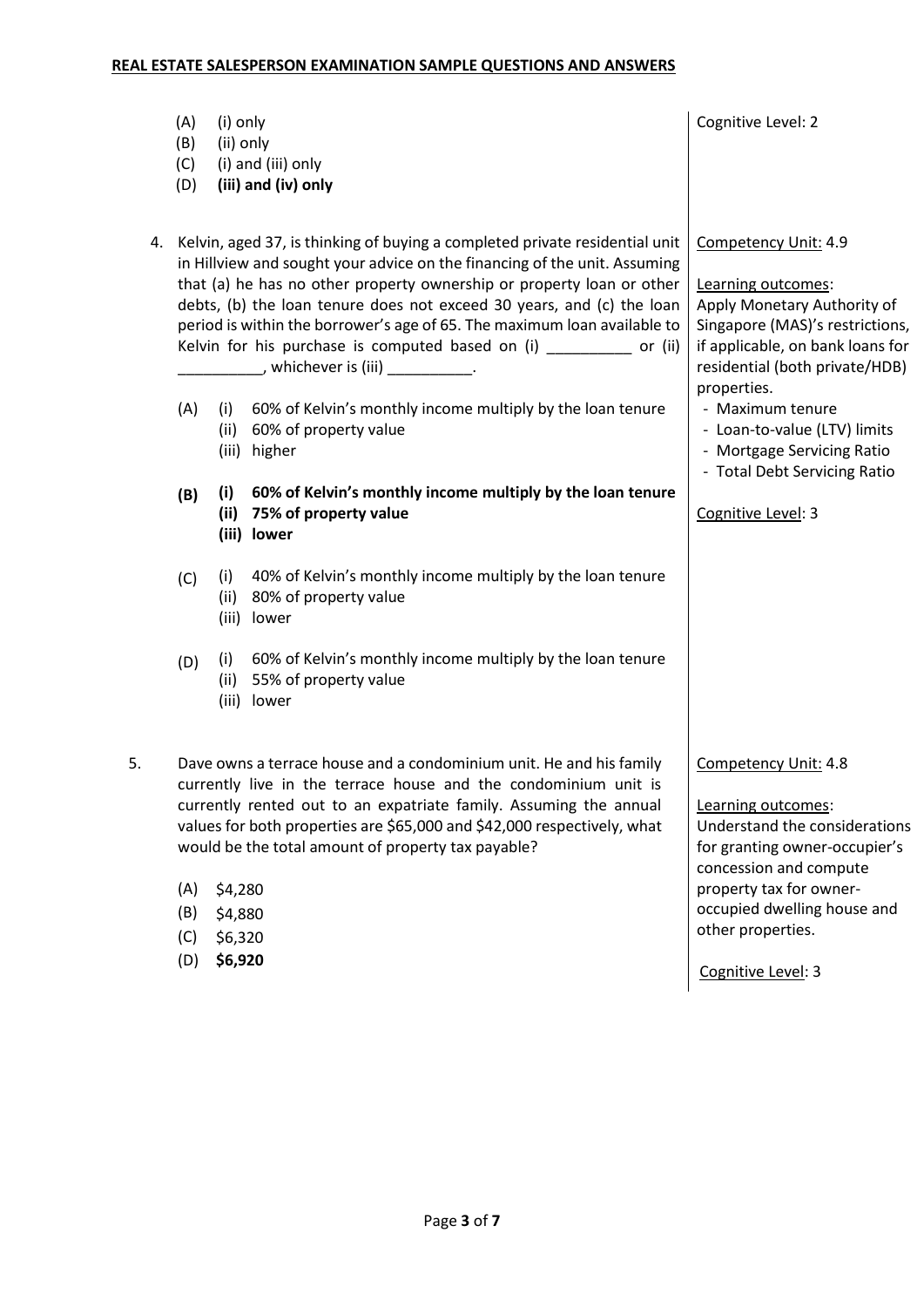(A) (i) only
(B) (ii) only
(C) (i) and (iii) only
(D) **(iii) and (iv) only**

Cognitive Level: 2

4. Kelvin, aged 37, is thinking of buying a completed private residential unit in Hillview and sought your advice on the financing of the unit. Assuming that (a) he has no other property ownership or property loan or other debts, (b) the loan tenure does not exceed 30 years, and (c) the loan period is within the borrower's age of 65. The maximum loan available to Kelvin for his purchase is computed based on (i) __________ or (ii) __________, whichever is (iii) __________.

   (A) (i) 60% of Kelvin's monthly income multiply by the loan tenure
   (ii) 60% of property value
   (iii) higher

   **(B) (i) 60% of Kelvin's monthly income multiply by the loan tenure**
   **(ii) 75% of property value**
   **(iii) lower**

   (C) (i) 40% of Kelvin's monthly income multiply by the loan tenure
   (ii) 80% of property value
   (iii) lower

   (D) (i) 60% of Kelvin's monthly income multiply by the loan tenure
   (ii) 55% of property value
   (iii) lower

Competency Unit: 4.9

Learning outcomes:
Apply Monetary Authority of Singapore (MAS)'s restrictions, if applicable, on bank loans for residential (both private/HDB) properties.
- Maximum tenure
- Loan-to-value (LTV) limits
- Mortgage Servicing Ratio
- Total Debt Servicing Ratio

Cognitive Level: 3

5. Dave owns a terrace house and a condominium unit. He and his family currently live in the terrace house and the condominium unit is currently rented out to an expatriate family. Assuming the annual values for both properties are $65,000 and $42,000 respectively, what would be the total amount of property tax payable?

   (A) $4,280
   (B) $4,880
   (C) $6,320
   (D) **$6,920**

Competency Unit: 4.8

Learning outcomes:
Understand the considerations for granting owner-occupier's concession and compute property tax for owner-occupied dwelling house and other properties.

Cognitive Level: 3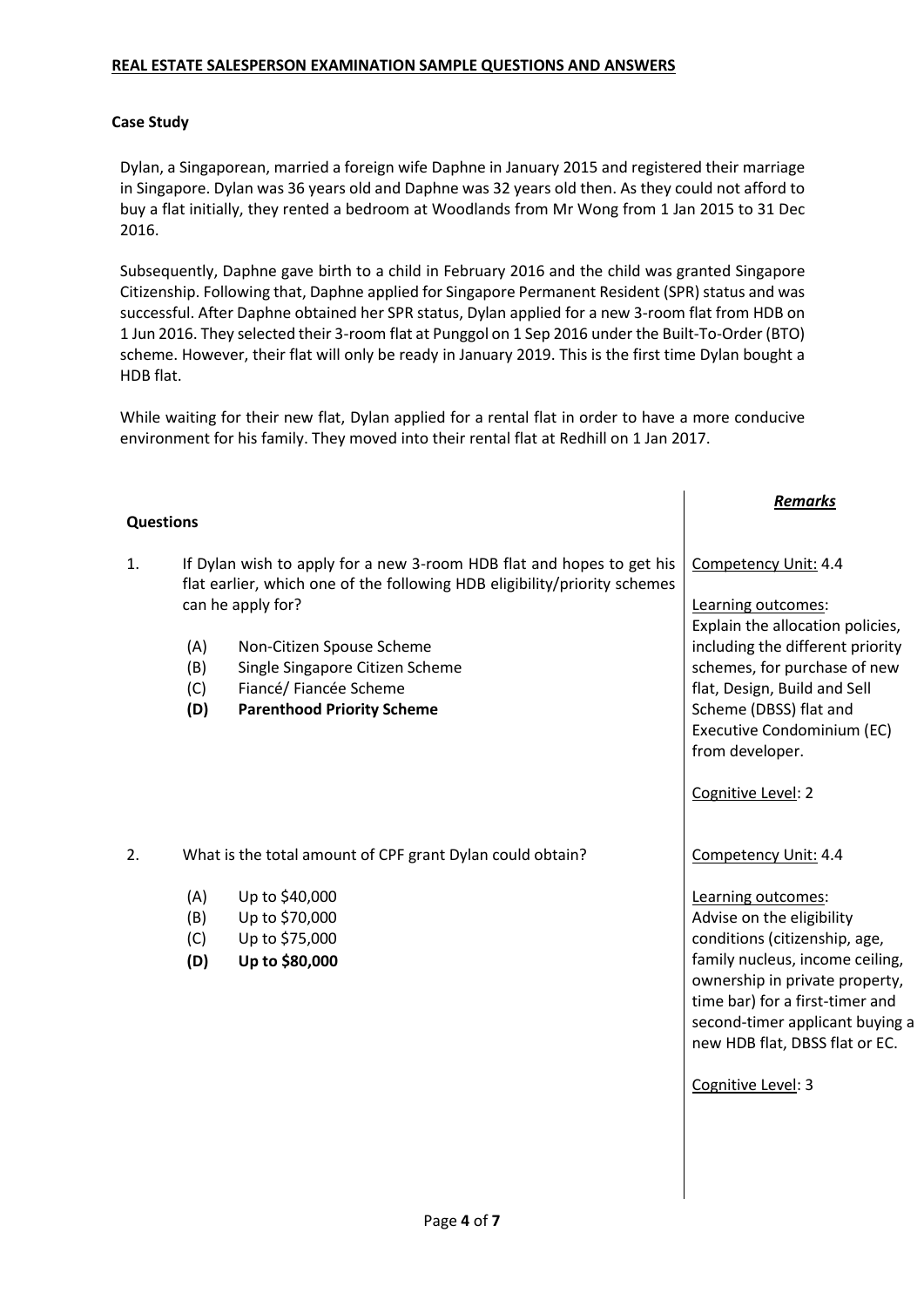**REAL ESTATE SALESPERSON EXAMINATION SAMPLE QUESTIONS AND ANSWERS**

**Case Study**

Dylan, a Singaporean, married a foreign wife Daphne in January 2015 and registered their marriage in Singapore. Dylan was 36 years old and Daphne was 32 years old then. As they could not afford to buy a flat initially, they rented a bedroom at Woodlands from Mr Wong from 1 Jan 2015 to 31 Dec 2016.

Subsequently, Daphne gave birth to a child in February 2016 and the child was granted Singapore Citizenship. Following that, Daphne applied for Singapore Permanent Resident (SPR) status and was successful. After Daphne obtained her SPR status, Dylan applied for a new 3-room flat from HDB on 1 Jun 2016. They selected their 3-room flat at Punggol on 1 Sep 2016 under the Built-To-Order (BTO) scheme. However, their flat will only be ready in January 2019. This is the first time Dylan bought a HDB flat.

While waiting for their new flat, Dylan applied for a rental flat in order to have a more conducive environment for his family. They moved into their rental flat at Redhill on 1 Jan 2017.

| **Questions** | ***Remarks*** |
|---|---|
| 1. If Dylan wish to apply for a new 3-room HDB flat and hopes to get his flat earlier, which one of the following HDB eligibility/priority schemes can he apply for?<br><br>(A) Non-Citizen Spouse Scheme<br>(B) Single Singapore Citizen Scheme<br>(C) Fiancé/ Fiancée Scheme<br>**(D) Parenthood Priority Scheme** | Competency Unit: 4.4<br><br>Learning outcomes:<br>Explain the allocation policies, including the different priority schemes, for purchase of new flat, Design, Build and Sell Scheme (DBSS) flat and Executive Condominium (EC) from developer.<br><br>Cognitive Level: 2 |
| 2. What is the total amount of CPF grant Dylan could obtain?<br><br>(A) Up to \$40,000<br>(B) Up to \$70,000<br>(C) Up to \$75,000<br>**(D) Up to \$80,000** | Competency Unit: 4.4<br><br>Learning outcomes:<br>Advise on the eligibility conditions (citizenship, age, family nucleus, income ceiling, ownership in private property, time bar) for a first-timer and second-timer applicant buying a new HDB flat, DBSS flat or EC.<br><br>Cognitive Level: 3 |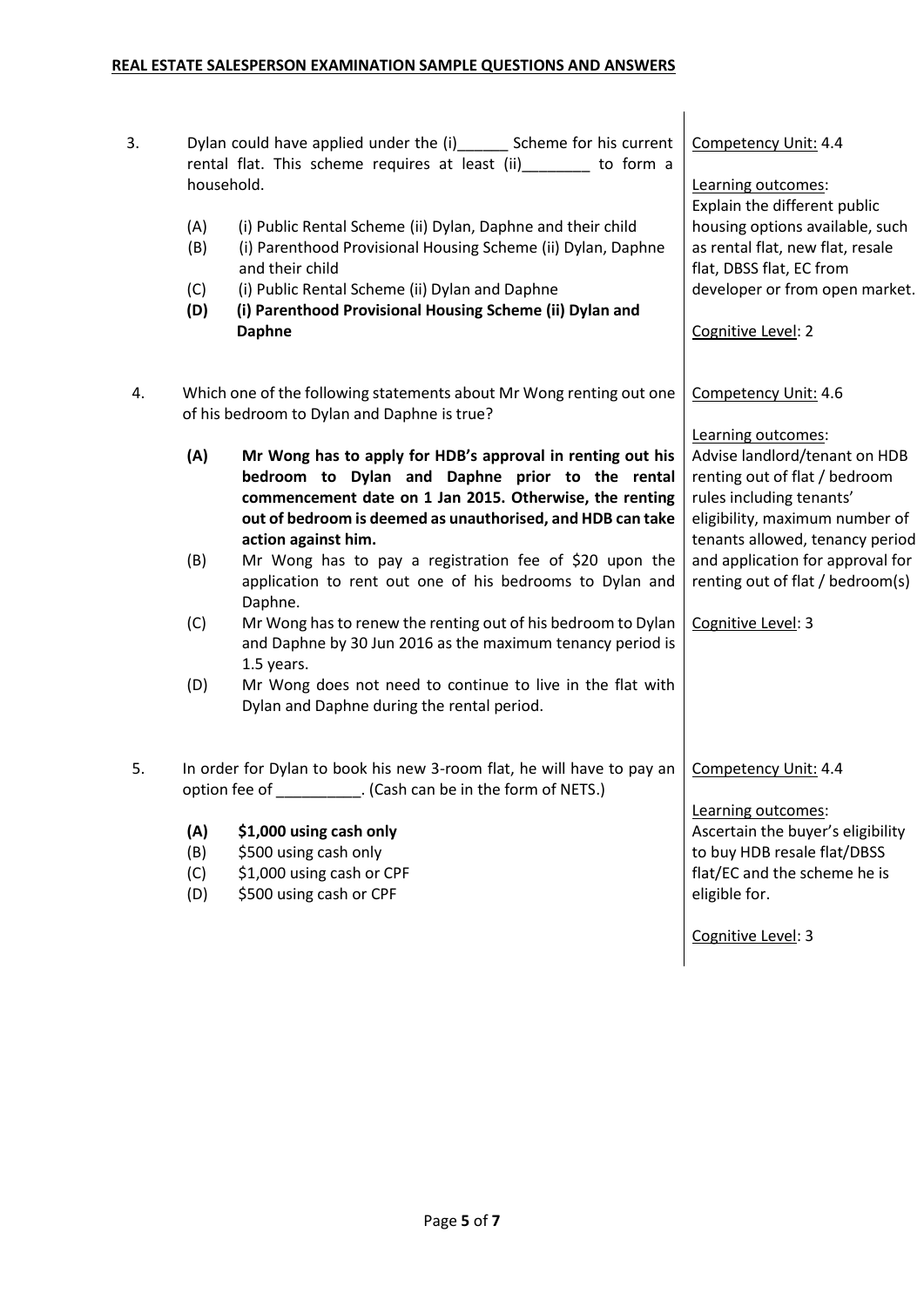| | | |
|---|---|---|
| 3. | Dylan could have applied under the (i)______ Scheme for his current rental flat. This scheme requires at least (ii)________ to form a household.<br><br>(A) (i) Public Rental Scheme (ii) Dylan, Daphne and their child<br>(B) (i) Parenthood Provisional Housing Scheme (ii) Dylan, Daphne and their child<br>(C) (i) Public Rental Scheme (ii) Dylan and Daphne<br>**(D) (i) Parenthood Provisional Housing Scheme (ii) Dylan and Daphne** | Competency Unit: 4.4<br><br>Learning outcomes:<br>Explain the different public housing options available, such as rental flat, new flat, resale flat, DBSS flat, EC from developer or from open market.<br><br>Cognitive Level: 2 |
| 4. | Which one of the following statements about Mr Wong renting out one of his bedroom to Dylan and Daphne is true?<br><br>**(A) Mr Wong has to apply for HDB's approval in renting out his bedroom to Dylan and Daphne prior to the rental commencement date on 1 Jan 2015. Otherwise, the renting out of bedroom is deemed as unauthorised, and HDB can take action against him.**<br>(B) Mr Wong has to pay a registration fee of $20 upon the application to rent out one of his bedrooms to Dylan and Daphne.<br>(C) Mr Wong has to renew the renting out of his bedroom to Dylan and Daphne by 30 Jun 2016 as the maximum tenancy period is 1.5 years.<br>(D) Mr Wong does not need to continue to live in the flat with Dylan and Daphne during the rental period. | Competency Unit: 4.6<br><br>Learning outcomes:<br>Advise landlord/tenant on HDB renting out of flat / bedroom rules including tenants' eligibility, maximum number of tenants allowed, tenancy period and application for approval for renting out of flat / bedroom(s)<br><br>Cognitive Level: 3 |
| 5. | In order for Dylan to book his new 3-room flat, he will have to pay an option fee of __________. (Cash can be in the form of NETS.)<br><br>**(A) $1,000 using cash only**<br>(B) $500 using cash only<br>(C) $1,000 using cash or CPF<br>(D) $500 using cash or CPF | Competency Unit: 4.4<br><br>Learning outcomes:<br>Ascertain the buyer's eligibility to buy HDB resale flat/DBSS flat/EC and the scheme he is eligible for.<br><br>Cognitive Level: 3 |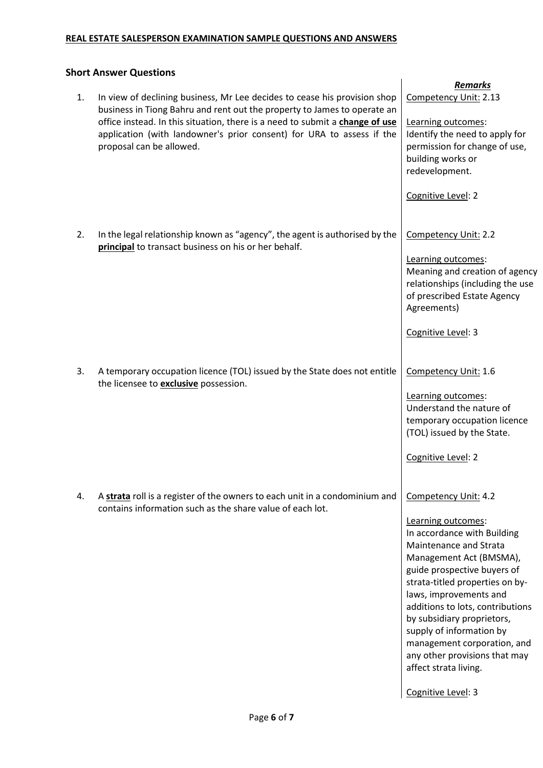**REAL ESTATE SALESPERSON EXAMINATION SAMPLE QUESTIONS AND ANSWERS**

## Short Answer Questions

| | Question | *Remarks* |
|---|---|---|
| 1. | In view of declining business, Mr Lee decides to cease his provision shop business in Tiong Bahru and rent out the property to James to operate an office instead. In this situation, there is a need to submit a **change of use** application (with landowner's prior consent) for URA to assess if the proposal can be allowed. | Competency Unit: 2.13<br><br>Learning outcomes:<br>Identify the need to apply for permission for change of use, building works or redevelopment.<br><br>Cognitive Level: 2 |
| 2. | In the legal relationship known as "agency", the agent is authorised by the **principal** to transact business on his or her behalf. | Competency Unit: 2.2<br><br>Learning outcomes:<br>Meaning and creation of agency relationships (including the use of prescribed Estate Agency Agreements)<br><br>Cognitive Level: 3 |
| 3. | A temporary occupation licence (TOL) issued by the State does not entitle the licensee to **exclusive** possession. | Competency Unit: 1.6<br><br>Learning outcomes:<br>Understand the nature of temporary occupation licence (TOL) issued by the State.<br><br>Cognitive Level: 2 |
| 4. | A **strata** roll is a register of the owners to each unit in a condominium and contains information such as the share value of each lot. | Competency Unit: 4.2<br><br>Learning outcomes:<br>In accordance with Building Maintenance and Strata Management Act (BMSMA), guide prospective buyers of strata-titled properties on by-laws, improvements and additions to lots, contributions by subsidiary proprietors, supply of information by management corporation, and any other provisions that may affect strata living.<br><br>Cognitive Level: 3 |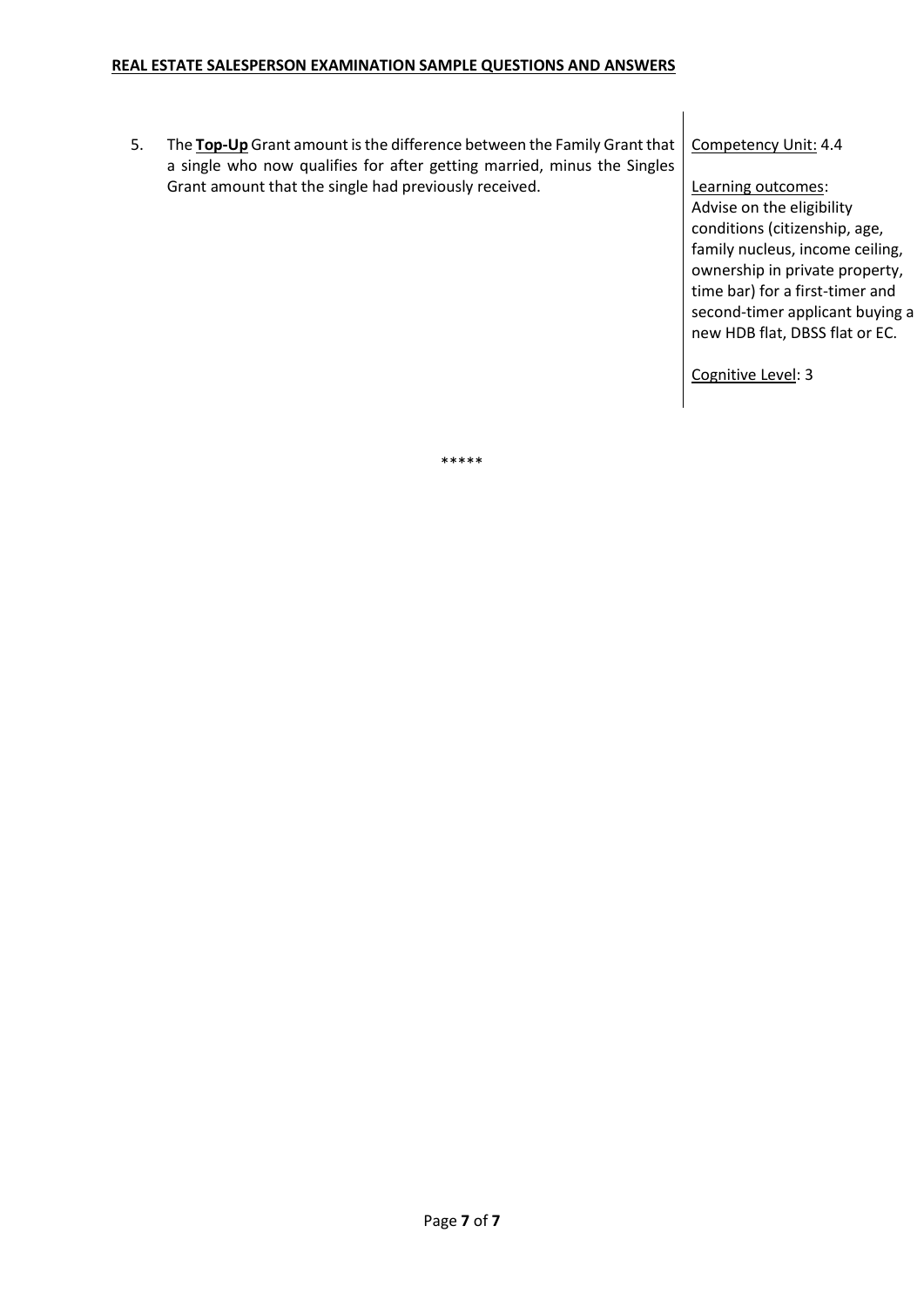5. The **Top-Up** Grant amount is the difference between the Family Grant that a single who now qualifies for after getting married, minus the Singles Grant amount that the single had previously received.

Competency Unit: 4.4

Learning outcomes:
Advise on the eligibility conditions (citizenship, age, family nucleus, income ceiling, ownership in private property, time bar) for a first-timer and second-timer applicant buying a new HDB flat, DBSS flat or EC.

Cognitive Level: 3

*****